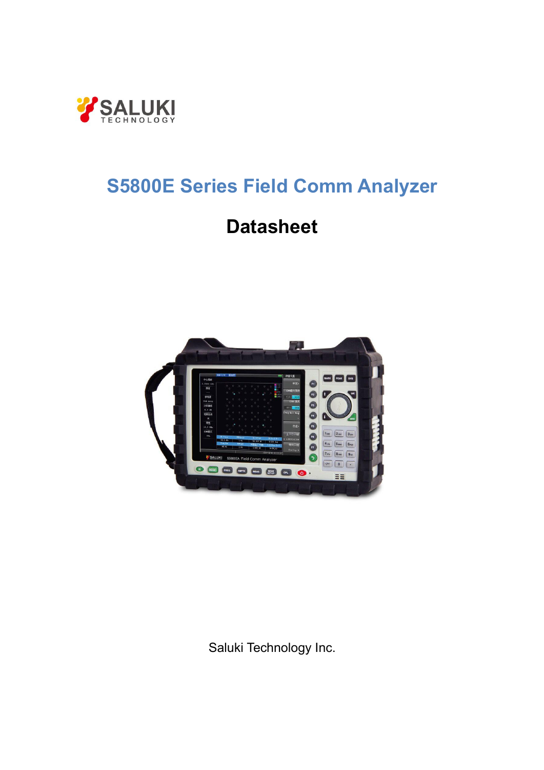SALUKI TECHNOLOGY

# S5800E Series Field Comm Analyzer

## Datasheet

Saluki Technology Inc.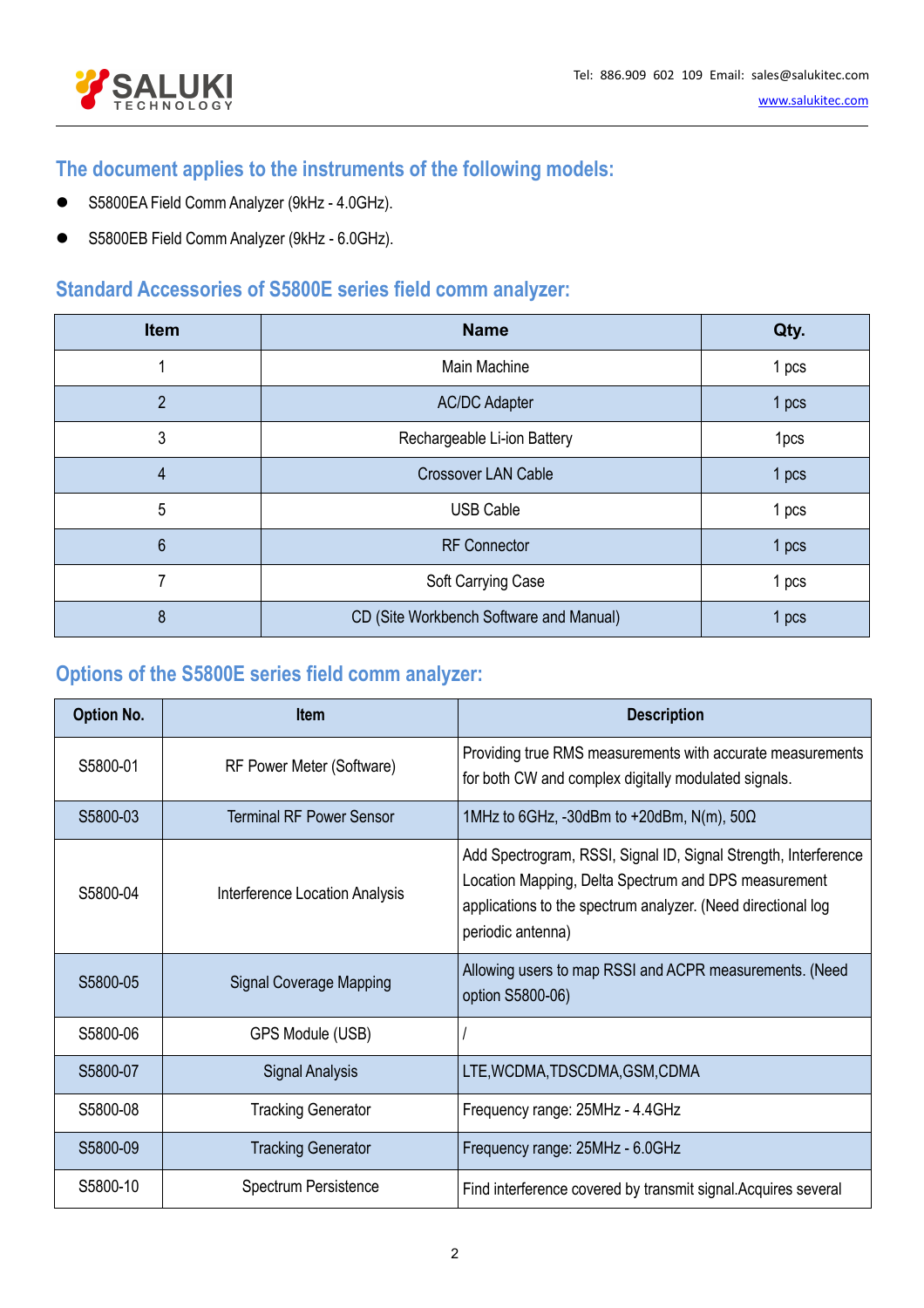## The document applies to the instruments of the following models:

- S5800EA Field Comm Analyzer (9kHz - 4.0GHz).
- S5800EB Field Comm Analyzer (9kHz - 6.0GHz).

## Standard Accessories of S5800E series field comm analyzer:

| Item | Name | Qty. |
|---|---|---|
| 1 | Main Machine | 1 pcs |
| 2 | AC/DC Adapter | 1 pcs |
| 3 | Rechargeable Li-ion Battery | 1pcs |
| 4 | Crossover LAN Cable | 1 pcs |
| 5 | USB Cable | 1 pcs |
| 6 | RF Connector | 1 pcs |
| 7 | Soft Carrying Case | 1 pcs |
| 8 | CD (Site Workbench Software and Manual) | 1 pcs |

## Options of the S5800E series field comm analyzer:

| Option No. | Item | Description |
|---|---|---|
| S5800-01 | RF Power Meter (Software) | Providing true RMS measurements with accurate measurements for both CW and complex digitally modulated signals. |
| S5800-03 | Terminal RF Power Sensor | 1MHz to 6GHz, -30dBm to +20dBm, N(m), 50Ω |
| S5800-04 | Interference Location Analysis | Add Spectrogram, RSSI, Signal ID, Signal Strength, Interference Location Mapping, Delta Spectrum and DPS measurement applications to the spectrum analyzer. (Need directional log periodic antenna) |
| S5800-05 | Signal Coverage Mapping | Allowing users to map RSSI and ACPR measurements. (Need option S5800-06) |
| S5800-06 | GPS Module (USB) | / |
| S5800-07 | Signal Analysis | LTE,WCDMA,TDSCDMA,GSM,CDMA |
| S5800-08 | Tracking Generator | Frequency range: 25MHz - 4.4GHz |
| S5800-09 | Tracking Generator | Frequency range: 25MHz - 6.0GHz |
| S5800-10 | Spectrum Persistence | Find interference covered by transmit signal.Acquires several |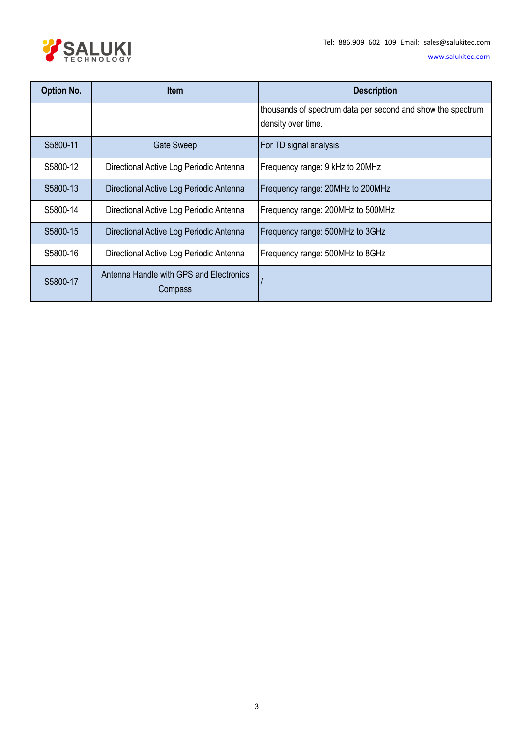| Option No. | Item | Description |
|---|---|---|
| | | thousands of spectrum data per second and show the spectrum density over time. |
| S5800-11 | Gate Sweep | For TD signal analysis |
| S5800-12 | Directional Active Log Periodic Antenna | Frequency range: 9 kHz to 20MHz |
| S5800-13 | Directional Active Log Periodic Antenna | Frequency range: 20MHz to 200MHz |
| S5800-14 | Directional Active Log Periodic Antenna | Frequency range: 200MHz to 500MHz |
| S5800-15 | Directional Active Log Periodic Antenna | Frequency range: 500MHz to 3GHz |
| S5800-16 | Directional Active Log Periodic Antenna | Frequency range: 500MHz to 8GHz |
| S5800-17 | Antenna Handle with GPS and Electronics Compass | / |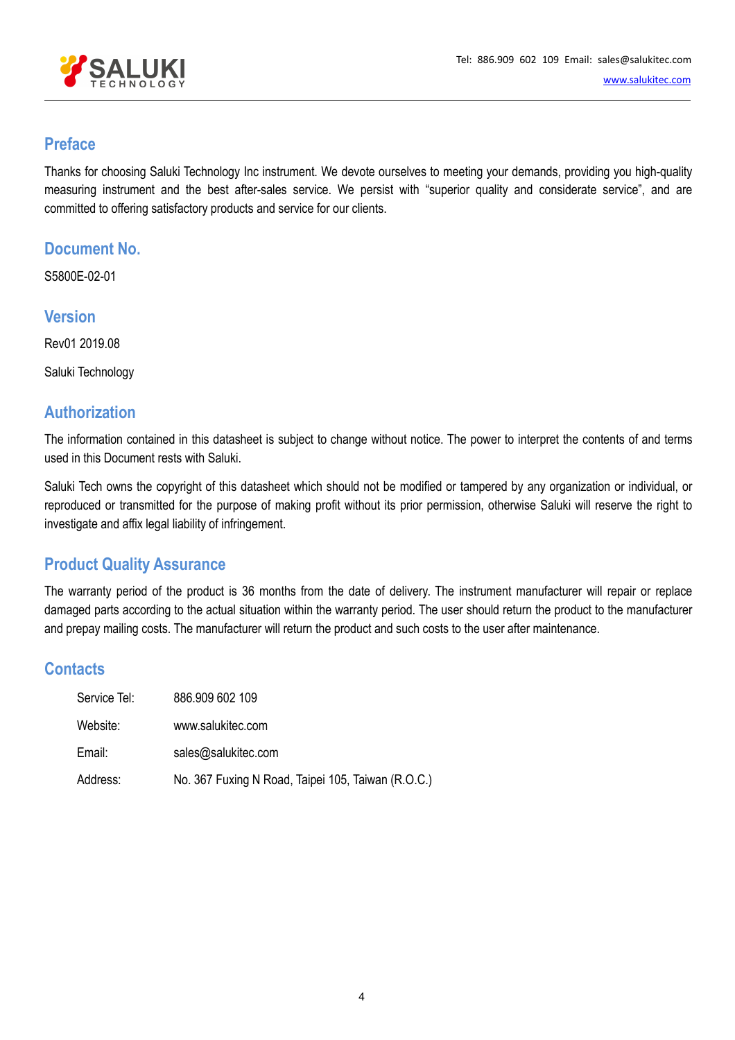## Preface

Thanks for choosing Saluki Technology Inc instrument. We devote ourselves to meeting your demands, providing you high-quality measuring instrument and the best after-sales service. We persist with "superior quality and considerate service", and are committed to offering satisfactory products and service for our clients.

## Document No.

S5800E-02-01

## Version

Rev01 2019.08

Saluki Technology

## Authorization

The information contained in this datasheet is subject to change without notice. The power to interpret the contents of and terms used in this Document rests with Saluki.

Saluki Tech owns the copyright of this datasheet which should not be modified or tampered by any organization or individual, or reproduced or transmitted for the purpose of making profit without its prior permission, otherwise Saluki will reserve the right to investigate and affix legal liability of infringement.

## Product Quality Assurance

The warranty period of the product is 36 months from the date of delivery. The instrument manufacturer will repair or replace damaged parts according to the actual situation within the warranty period. The user should return the product to the manufacturer and prepay mailing costs. The manufacturer will return the product and such costs to the user after maintenance.

## Contacts

| | |
|---|---|
| Service Tel: | 886.909 602 109 |
| Website: | www.salukitec.com |
| Email: | sales@salukitec.com |
| Address: | No. 367 Fuxing N Road, Taipei 105, Taiwan (R.O.C.) |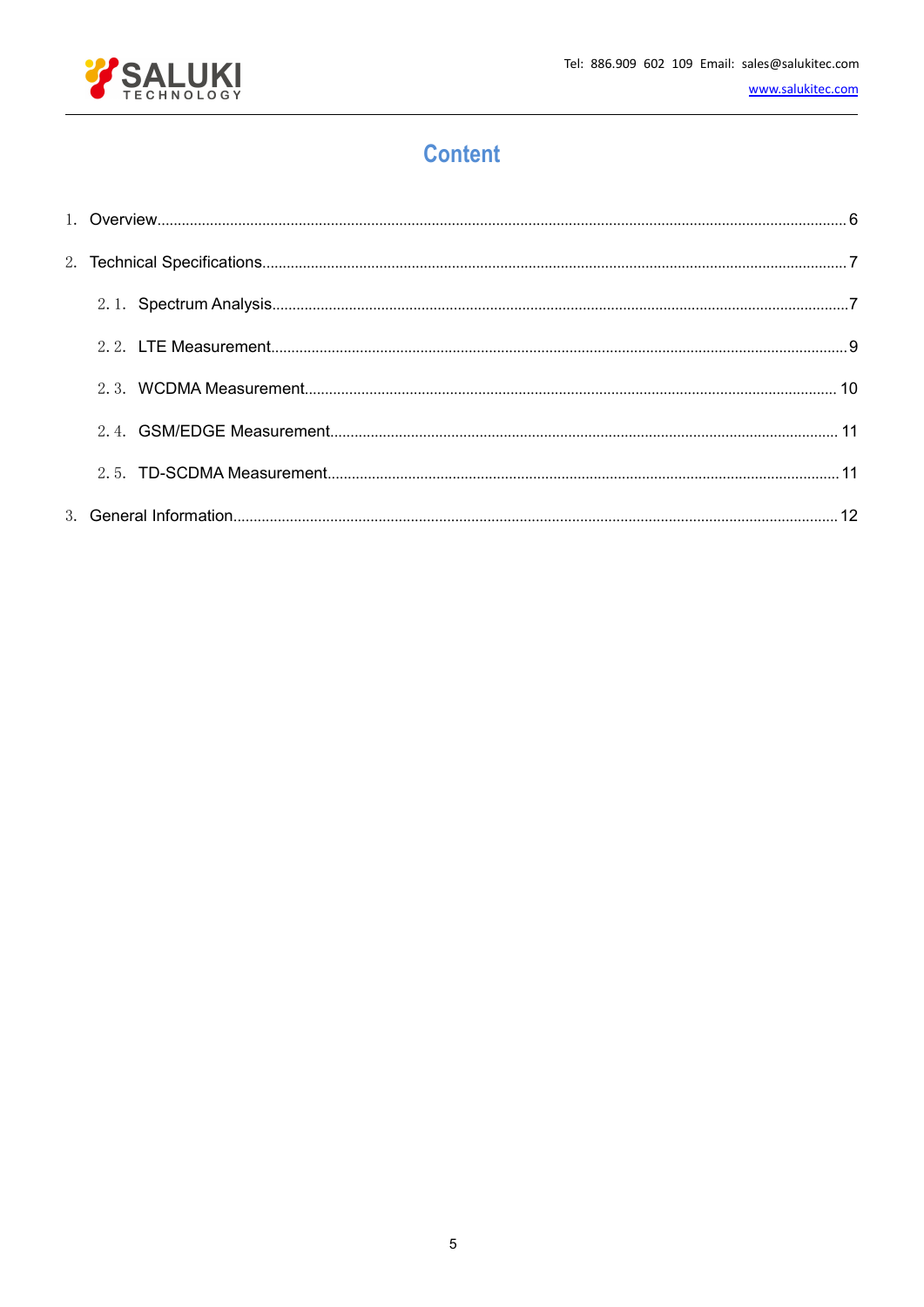# Content

1. Overview.......................................................................................................................6
2. Technical Specifications....................................................................................................7
   2.1. Spectrum Analysis........................................................................................................7
   2.2. LTE Measurement..........................................................................................................9
   2.3. WCDMA Measurement................................................................................................ 10
   2.4. GSM/EDGE Measurement............................................................................................ 11
   2.5. TD-SCDMA Measurement.............................................................................................11
3. General Information.........................................................................................................12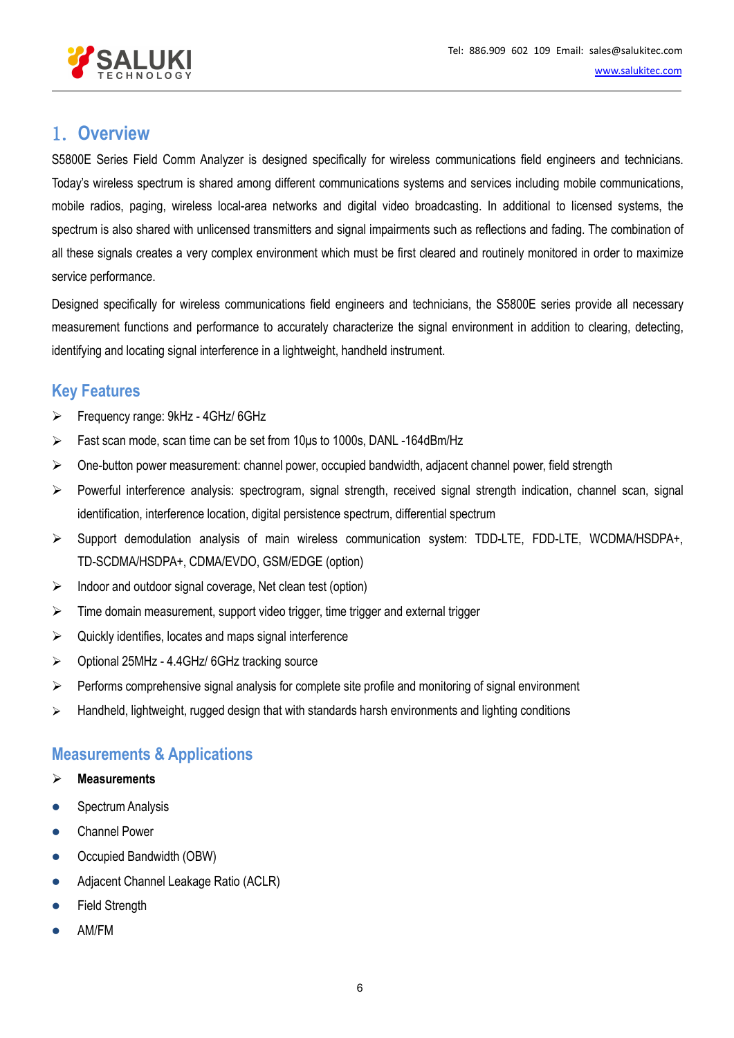# 1. Overview

S5800E Series Field Comm Analyzer is designed specifically for wireless communications field engineers and technicians. Today's wireless spectrum is shared among different communications systems and services including mobile communications, mobile radios, paging, wireless local-area networks and digital video broadcasting. In additional to licensed systems, the spectrum is also shared with unlicensed transmitters and signal impairments such as reflections and fading. The combination of all these signals creates a very complex environment which must be first cleared and routinely monitored in order to maximize service performance.

Designed specifically for wireless communications field engineers and technicians, the S5800E series provide all necessary measurement functions and performance to accurately characterize the signal environment in addition to clearing, detecting, identifying and locating signal interference in a lightweight, handheld instrument.

## Key Features

- Frequency range: 9kHz - 4GHz/ 6GHz
- Fast scan mode, scan time can be set from 10μs to 1000s, DANL -164dBm/Hz
- One-button power measurement: channel power, occupied bandwidth, adjacent channel power, field strength
- Powerful interference analysis: spectrogram, signal strength, received signal strength indication, channel scan, signal identification, interference location, digital persistence spectrum, differential spectrum
- Support demodulation analysis of main wireless communication system: TDD-LTE, FDD-LTE, WCDMA/HSDPA+, TD-SCDMA/HSDPA+, CDMA/EVDO, GSM/EDGE (option)
- Indoor and outdoor signal coverage, Net clean test (option)
- Time domain measurement, support video trigger, time trigger and external trigger
- Quickly identifies, locates and maps signal interference
- Optional 25MHz - 4.4GHz/ 6GHz tracking source
- Performs comprehensive signal analysis for complete site profile and monitoring of signal environment
- Handheld, lightweight, rugged design that with standards harsh environments and lighting conditions

## Measurements & Applications

- **Measurements**

- Spectrum Analysis
- Channel Power
- Occupied Bandwidth (OBW)
- Adjacent Channel Leakage Ratio (ACLR)
- Field Strength
- AM/FM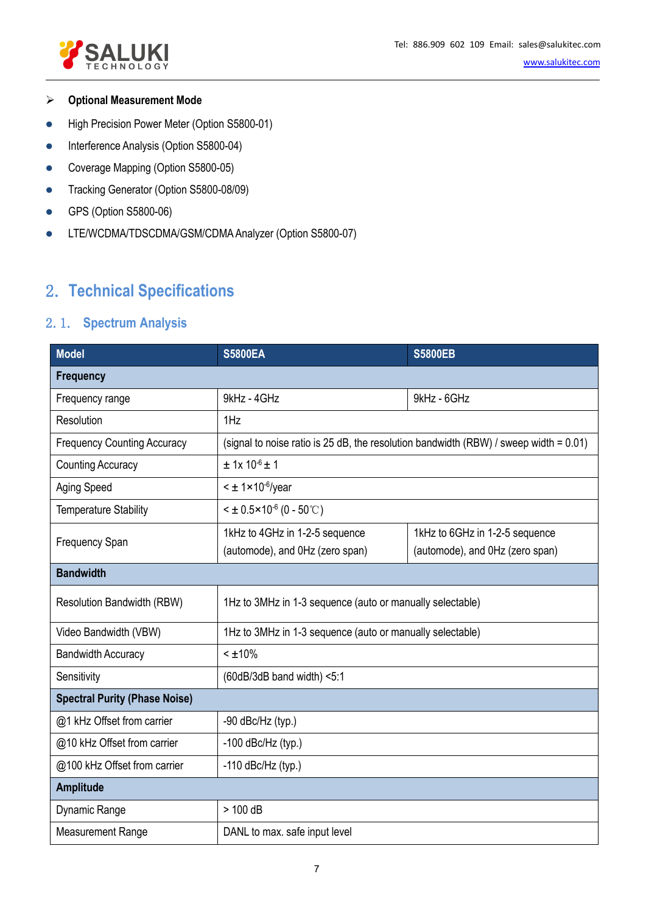- **Optional Measurement Mode**

- High Precision Power Meter (Option S5800-01)
- Interference Analysis (Option S5800-04)
- Coverage Mapping (Option S5800-05)
- Tracking Generator (Option S5800-08/09)
- GPS (Option S5800-06)
- LTE/WCDMA/TDSCDMA/GSM/CDMA Analyzer (Option S5800-07)

# 2. Technical Specifications

## 2.1. Spectrum Analysis

| Model | S5800EA | S5800EB |
|---|---|---|
| **Frequency** | | |
| Frequency range | 9kHz - 4GHz | 9kHz - 6GHz |
| Resolution | 1Hz | |
| Frequency Counting Accuracy | (signal to noise ratio is 25 dB, the resolution bandwidth (RBW) / sweep width = 0.01) | |
| Counting Accuracy | ± 1x $10^{-6}$ ± 1 | |
| Aging Speed | < ± 1×$10^{-6}$/year | |
| Temperature Stability | < ± 0.5×$10^{-6}$ (0 - 50℃) | |
| Frequency Span | 1kHz to 4GHz in 1-2-5 sequence (automode), and 0Hz (zero span) | 1kHz to 6GHz in 1-2-5 sequence (automode), and 0Hz (zero span) |
| **Bandwidth** | | |
| Resolution Bandwidth (RBW) | 1Hz to 3MHz in 1-3 sequence (auto or manually selectable) | |
| Video Bandwidth (VBW) | 1Hz to 3MHz in 1-3 sequence (auto or manually selectable) | |
| Bandwidth Accuracy | < ±10% | |
| Sensitivity | (60dB/3dB band width) <5:1 | |
| **Spectral Purity (Phase Noise)** | | |
| @1 kHz Offset from carrier | -90 dBc/Hz (typ.) | |
| @10 kHz Offset from carrier | -100 dBc/Hz (typ.) | |
| @100 kHz Offset from carrier | -110 dBc/Hz (typ.) | |
| **Amplitude** | | |
| Dynamic Range | > 100 dB | |
| Measurement Range | DANL to max. safe input level | |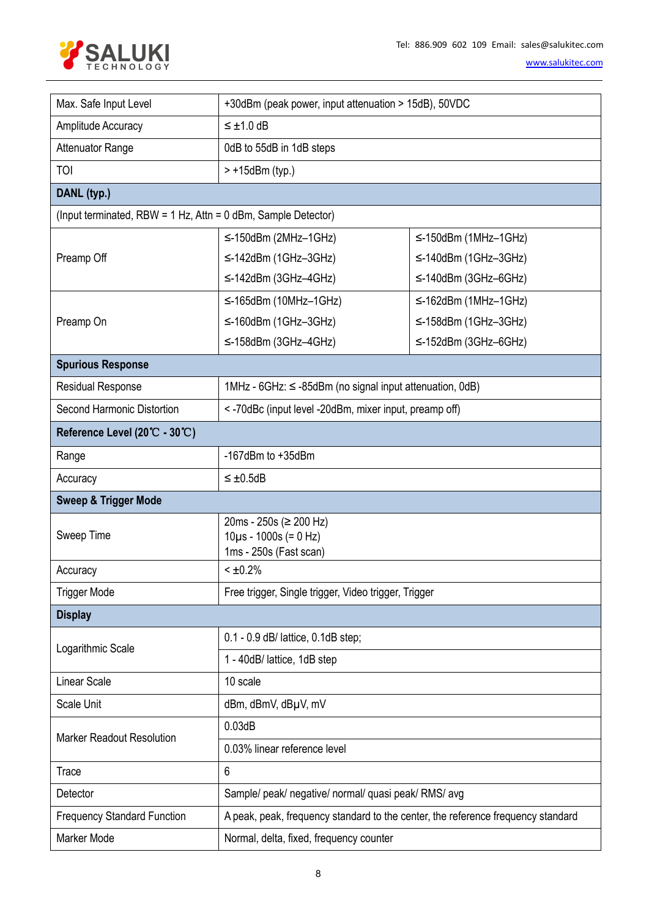| | | |
|---|---|---|
| Max. Safe Input Level | +30dBm (peak power, input attenuation > 15dB), 50VDC | |
| Amplitude Accuracy | ≤ ±1.0 dB | |
| Attenuator Range | 0dB to 55dB in 1dB steps | |
| TOI | > +15dBm (typ.) | |
| **DANL (typ.)** | | |
| (Input terminated, RBW = 1 Hz, Attn = 0 dBm, Sample Detector) | | |
| Preamp Off | ≤-150dBm (2MHz–1GHz)<br>≤-142dBm (1GHz–3GHz)<br>≤-142dBm (3GHz–4GHz) | ≤-150dBm (1MHz–1GHz)<br>≤-140dBm (1GHz–3GHz)<br>≤-140dBm (3GHz–6GHz) |
| Preamp On | ≤-165dBm (10MHz–1GHz)<br>≤-160dBm (1GHz–3GHz)<br>≤-158dBm (3GHz–4GHz) | ≤-162dBm (1MHz–1GHz)<br>≤-158dBm (1GHz–3GHz)<br>≤-152dBm (3GHz–6GHz) |
| **Spurious Response** | | |
| Residual Response | 1MHz - 6GHz: ≤ -85dBm (no signal input attenuation, 0dB) | |
| Second Harmonic Distortion | < -70dBc (input level -20dBm, mixer input, preamp off) | |
| **Reference Level (20℃ - 30℃)** | | |
| Range | -167dBm to +35dBm | |
| Accuracy | ≤ ±0.5dB | |
| **Sweep & Trigger Mode** | | |
| Sweep Time | 20ms - 250s (≥ 200 Hz)<br>10μs - 1000s (= 0 Hz)<br>1ms - 250s (Fast scan) | |
| Accuracy | < ±0.2% | |
| Trigger Mode | Free trigger, Single trigger, Video trigger, Trigger | |
| **Display** | | |
| Logarithmic Scale | 0.1 - 0.9 dB/ lattice, 0.1dB step;<br>1 - 40dB/ lattice, 1dB step | |
| Linear Scale | 10 scale | |
| Scale Unit | dBm, dBmV, dBμV, mV | |
| Marker Readout Resolution | 0.03dB<br>0.03% linear reference level | |
| Trace | 6 | |
| Detector | Sample/ peak/ negative/ normal/ quasi peak/ RMS/ avg | |
| Frequency Standard Function | A peak, peak, frequency standard to the center, the reference frequency standard | |
| Marker Mode | Normal, delta, fixed, frequency counter | |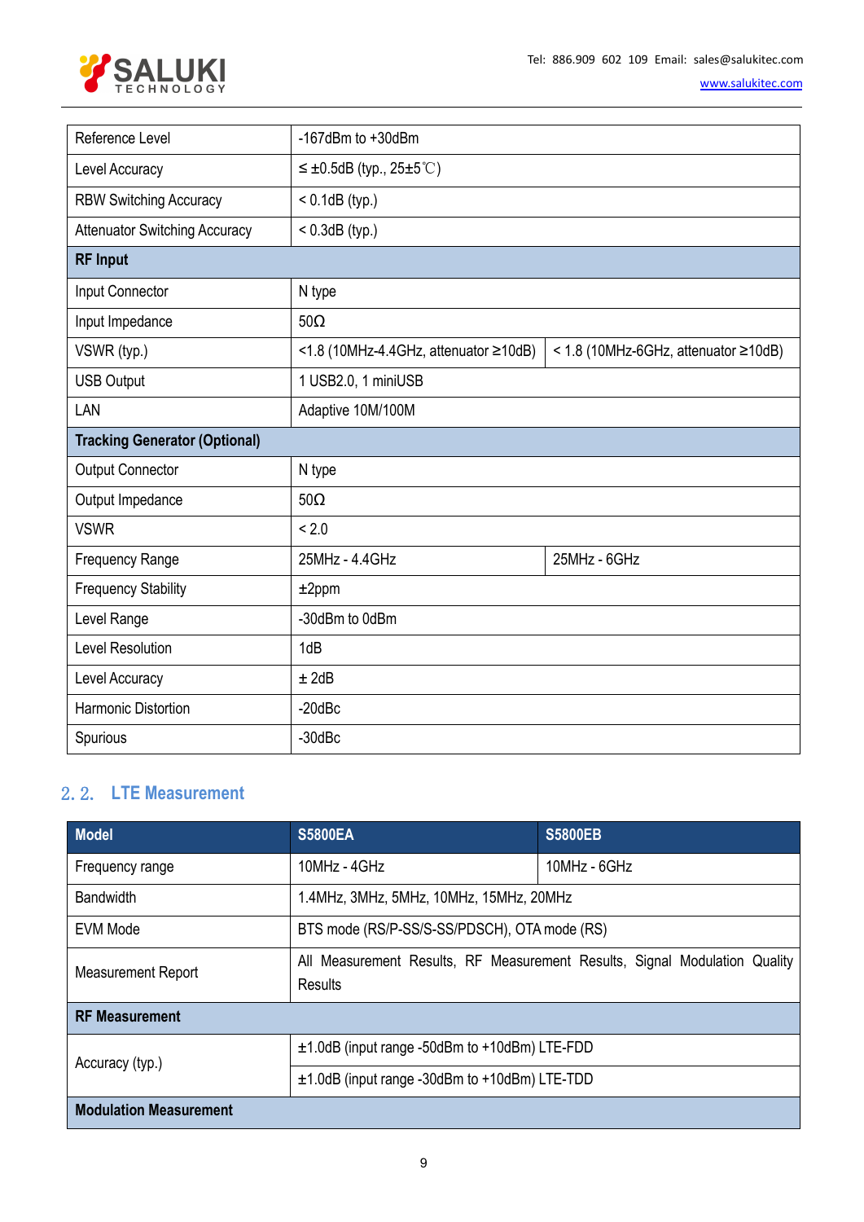| | | |
|---|---|---|
| Reference Level | -167dBm to +30dBm | |
| Level Accuracy | ≤ ±0.5dB (typ., 25±5℃) | |
| RBW Switching Accuracy | < 0.1dB (typ.) | |
| Attenuator Switching Accuracy | < 0.3dB (typ.) | |
| **RF Input** | | |
| Input Connector | N type | |
| Input Impedance | 50Ω | |
| VSWR (typ.) | <1.8 (10MHz-4.4GHz, attenuator ≥10dB) | < 1.8 (10MHz-6GHz, attenuator ≥10dB) |
| USB Output | 1 USB2.0, 1 miniUSB | |
| LAN | Adaptive 10M/100M | |
| **Tracking Generator (Optional)** | | |
| Output Connector | N type | |
| Output Impedance | 50Ω | |
| VSWR | < 2.0 | |
| Frequency Range | 25MHz - 4.4GHz | 25MHz - 6GHz |
| Frequency Stability | ±2ppm | |
| Level Range | -30dBm to 0dBm | |
| Level Resolution | 1dB | |
| Level Accuracy | ± 2dB | |
| Harmonic Distortion | -20dBc | |
| Spurious | -30dBc | |

## 2.2. LTE Measurement

| Model | S5800EA | S5800EB |
|---|---|---|
| Frequency range | 10MHz - 4GHz | 10MHz - 6GHz |
| Bandwidth | 1.4MHz, 3MHz, 5MHz, 10MHz, 15MHz, 20MHz | |
| EVM Mode | BTS mode (RS/P-SS/S-SS/PDSCH), OTA mode (RS) | |
| Measurement Report | All Measurement Results, RF Measurement Results, Signal Modulation Quality Results | |
| **RF Measurement** | | |
| Accuracy (typ.) | ±1.0dB (input range -50dBm to +10dBm) LTE-FDD | |
| | ±1.0dB (input range -30dBm to +10dBm) LTE-TDD | |
| **Modulation Measurement** | | |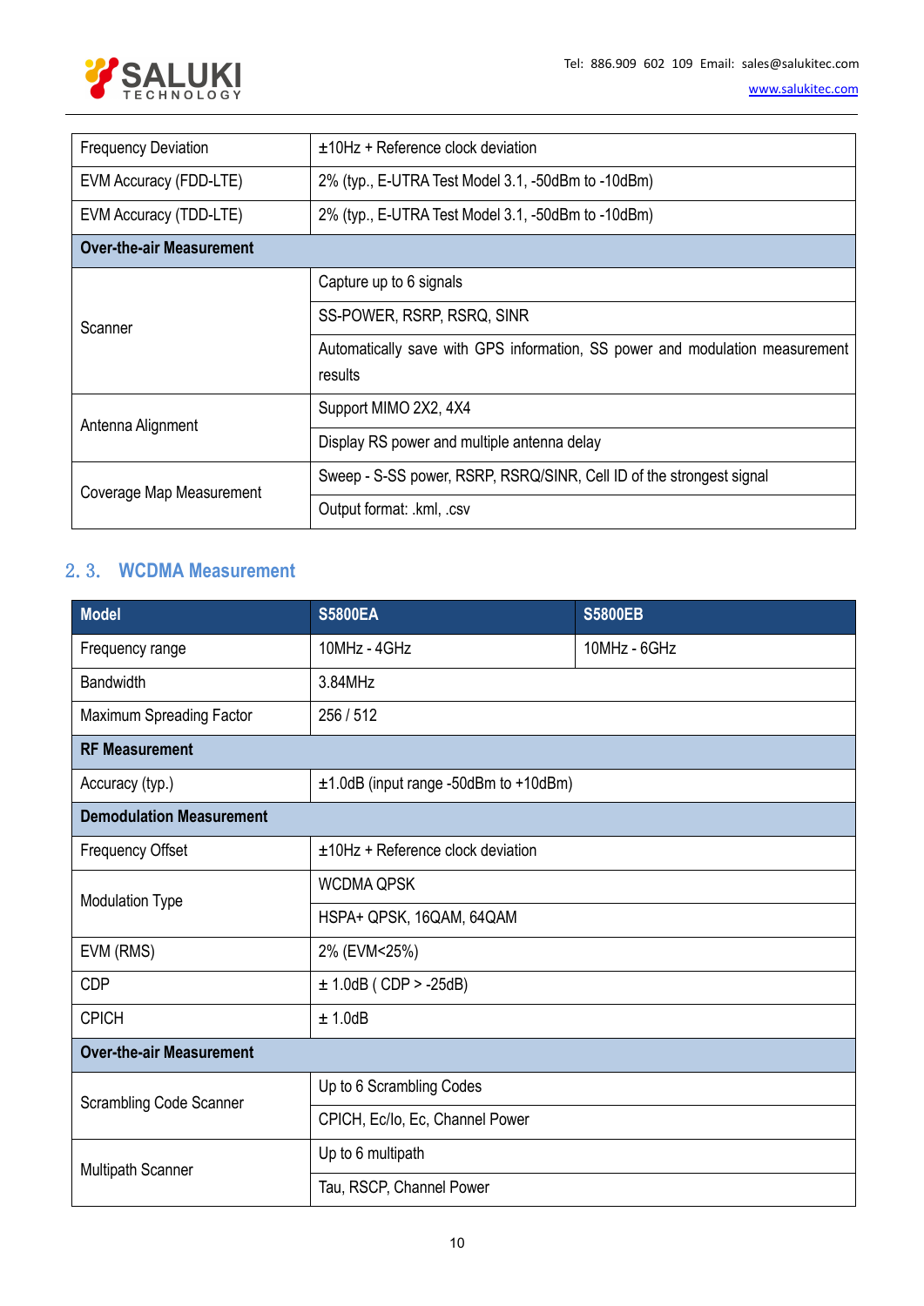| | |
|---|---|
| Frequency Deviation | ±10Hz + Reference clock deviation |
| EVM Accuracy (FDD-LTE) | 2% (typ., E-UTRA Test Model 3.1, -50dBm to -10dBm) |
| EVM Accuracy (TDD-LTE) | 2% (typ., E-UTRA Test Model 3.1, -50dBm to -10dBm) |
| **Over-the-air Measurement** | |
| Scanner | Capture up to 6 signals |
| | SS-POWER, RSRP, RSRQ, SINR |
| | Automatically save with GPS information, SS power and modulation measurement results |
| Antenna Alignment | Support MIMO 2X2, 4X4 |
| | Display RS power and multiple antenna delay |
| Coverage Map Measurement | Sweep - S-SS power, RSRP, RSRQ/SINR, Cell ID of the strongest signal |
| | Output format: .kml, .csv |

## 2. 3. WCDMA Measurement

| Model | S5800EA | S5800EB |
|---|---|---|
| Frequency range | 10MHz - 4GHz | 10MHz - 6GHz |
| Bandwidth | 3.84MHz | |
| Maximum Spreading Factor | 256 / 512 | |
| **RF Measurement** | | |
| Accuracy (typ.) | ±1.0dB (input range -50dBm to +10dBm) | |
| **Demodulation Measurement** | | |
| Frequency Offset | ±10Hz + Reference clock deviation | |
| Modulation Type | WCDMA QPSK | |
| | HSPA+ QPSK, 16QAM, 64QAM | |
| EVM (RMS) | 2% (EVM<25%) | |
| CDP | ± 1.0dB ( CDP > -25dB) | |
| CPICH | ± 1.0dB | |
| **Over-the-air Measurement** | | |
| Scrambling Code Scanner | Up to 6 Scrambling Codes | |
| | CPICH, Ec/Io, Ec, Channel Power | |
| Multipath Scanner | Up to 6 multipath | |
| | Tau, RSCP, Channel Power | |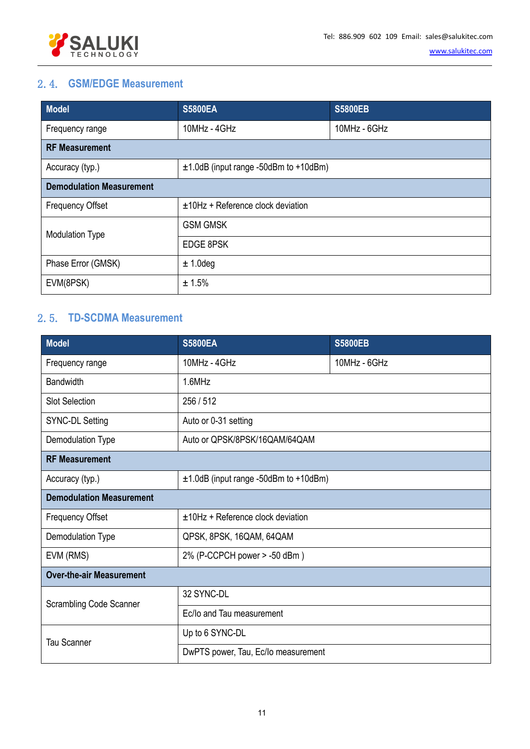## 2.4. GSM/EDGE Measurement

| Model | S5800EA | S5800EB |
|---|---|---|
| Frequency range | 10MHz - 4GHz | 10MHz - 6GHz |
| **RF Measurement** | | |
| Accuracy (typ.) | ±1.0dB (input range -50dBm to +10dBm) | |
| **Demodulation Measurement** | | |
| Frequency Offset | ±10Hz + Reference clock deviation | |
| Modulation Type | GSM GMSK | |
| | EDGE 8PSK | |
| Phase Error (GMSK) | ± 1.0deg | |
| EVM(8PSK) | ± 1.5% | |

## 2.5. TD-SCDMA Measurement

| Model | S5800EA | S5800EB |
|---|---|---|
| Frequency range | 10MHz - 4GHz | 10MHz - 6GHz |
| Bandwidth | 1.6MHz | |
| Slot Selection | 256 / 512 | |
| SYNC-DL Setting | Auto or 0-31 setting | |
| Demodulation Type | Auto or QPSK/8PSK/16QAM/64QAM | |
| **RF Measurement** | | |
| Accuracy (typ.) | ±1.0dB (input range -50dBm to +10dBm) | |
| **Demodulation Measurement** | | |
| Frequency Offset | ±10Hz + Reference clock deviation | |
| Demodulation Type | QPSK, 8PSK, 16QAM, 64QAM | |
| EVM (RMS) | 2% (P-CCPCH power > -50 dBm ) | |
| **Over-the-air Measurement** | | |
| Scrambling Code Scanner | 32 SYNC-DL | |
| | Ec/Io and Tau measurement | |
| Tau Scanner | Up to 6 SYNC-DL | |
| | DwPTS power, Tau, Ec/Io measurement | |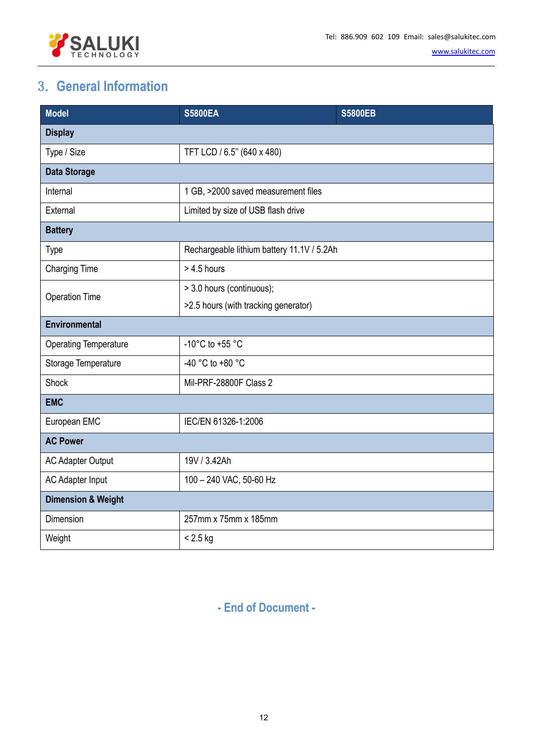## 3. General Information

| Model | S5800EA | S5800EB |
|---|---|---|
| **Display** | | |
| Type / Size | TFT LCD / 6.5" (640 x 480) | |
| **Data Storage** | | |
| Internal | 1 GB, >2000 saved measurement files | |
| External | Limited by size of USB flash drive | |
| **Battery** | | |
| Type | Rechargeable lithium battery 11.1V / 5.2Ah | |
| Charging Time | > 4.5 hours | |
| Operation Time | > 3.0 hours (continuous);<br>>2.5 hours (with tracking generator) | |
| **Environmental** | | |
| Operating Temperature | -10°C to +55 °C | |
| Storage Temperature | -40 °C to +80 °C | |
| Shock | Mil-PRF-28800F Class 2 | |
| **EMC** | | |
| European EMC | IEC/EN 61326-1:2006 | |
| **AC Power** | | |
| AC Adapter Output | 19V / 3.42Ah | |
| AC Adapter Input | 100 – 240 VAC, 50-60 Hz | |
| **Dimension & Weight** | | |
| Dimension | 257mm x 75mm x 185mm | |
| Weight | < 2.5 kg | |

**- End of Document -**